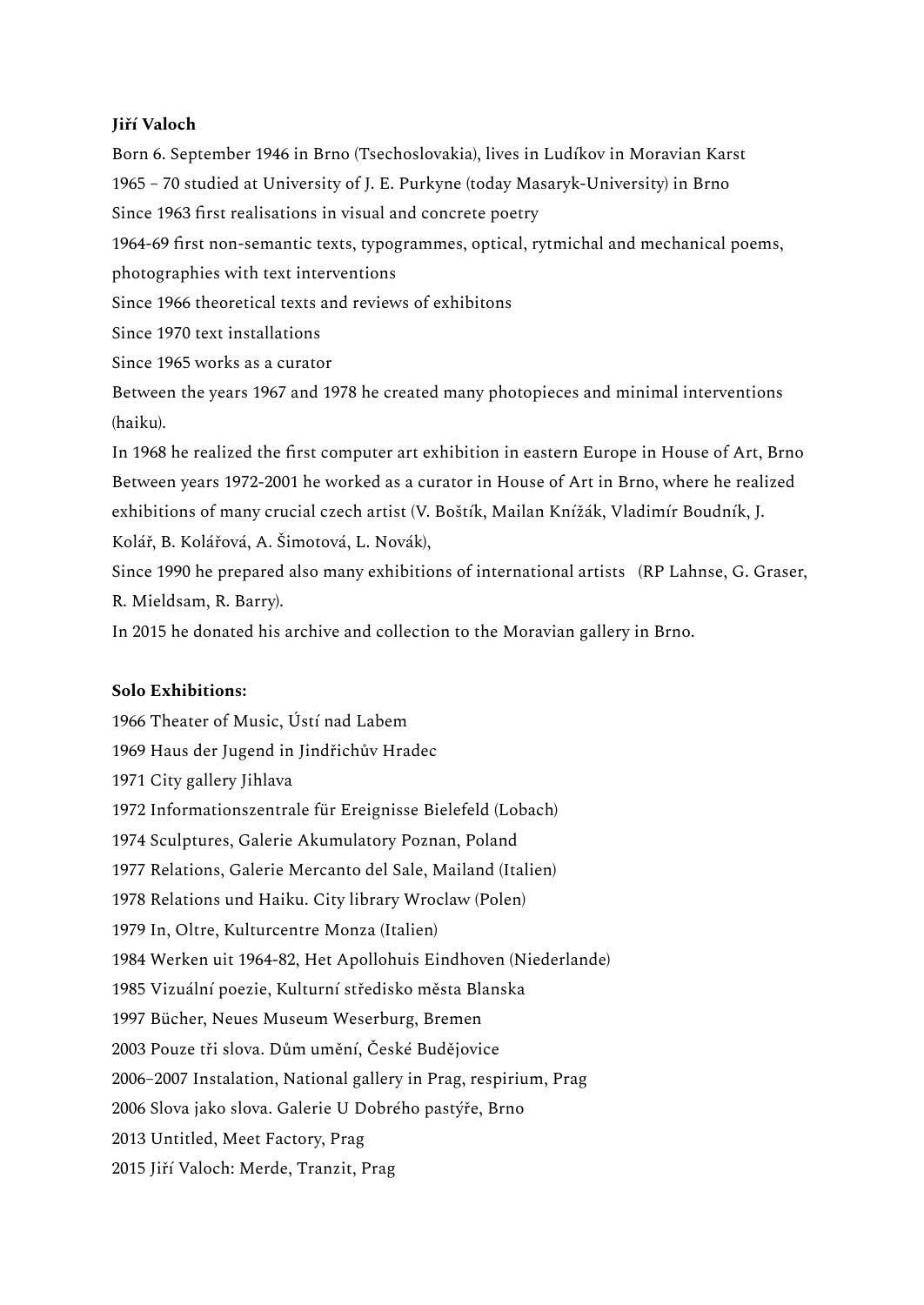**Jiří Valoch**

Born 6. September 1946 in Brno (Tsechoslovakia), lives in Ludíkov in Moravian Karst

1965 – 70 studied at University of J. E. Purkyne (today Masaryk-University) in Brno

Since 1963 first realisations in visual and concrete poetry

1964-69 first non-semantic texts, typogrammes, optical, rytmichal and mechanical poems, photographies with text interventions

Since 1966 theoretical texts and reviews of exhibitons

Since 1970 text installations

Since 1965 works as a curator

Between the years 1967 and 1978 he created many photopieces and minimal interventions (haiku).

In 1968 he realized the first computer art exhibition in eastern Europe in House of Art, Brno

Between years 1972-2001 he worked as a curator in House of Art in Brno, where he realized exhibitions of many crucial czech artist (V. Boštík, Mailan Knížák, Vladimír Boudník, J. Kolář, B. Kolářová, A. Šimotová, L. Novák),

Since 1990 he prepared also many exhibitions of international artists (RP Lahnse, G. Graser, R. Mieldsam, R. Barry).

In 2015 he donated his archive and collection to the Moravian gallery in Brno.

**Solo Exhibitions:**

1966 Theater of Music, Ústí nad Labem

1969 Haus der Jugend in Jindřichův Hradec

1971 City gallery Jihlava

1972 Informationszentrale für Ereignisse Bielefeld (Lobach)

1974 Sculptures, Galerie Akumulatory Poznan, Poland

1977 Relations, Galerie Mercanto del Sale, Mailand (Italien)

1978 Relations und Haiku. City library Wroclaw (Polen)

1979 In, Oltre, Kulturcentre Monza (Italien)

1984 Werken uit 1964-82, Het Apollohuis Eindhoven (Niederlande)

1985 Vizuální poezie, Kulturní středisko města Blanska

1997 Bücher, Neues Museum Weserburg, Bremen

2003 Pouze tři slova. Dům umění, České Budějovice

2006–2007 Instalation, National gallery in Prag, respirium, Prag

2006 Slova jako slova. Galerie U Dobrého pastýře, Brno

2013 Untitled, Meet Factory, Prag

2015 Jiří Valoch: Merde, Tranzit, Prag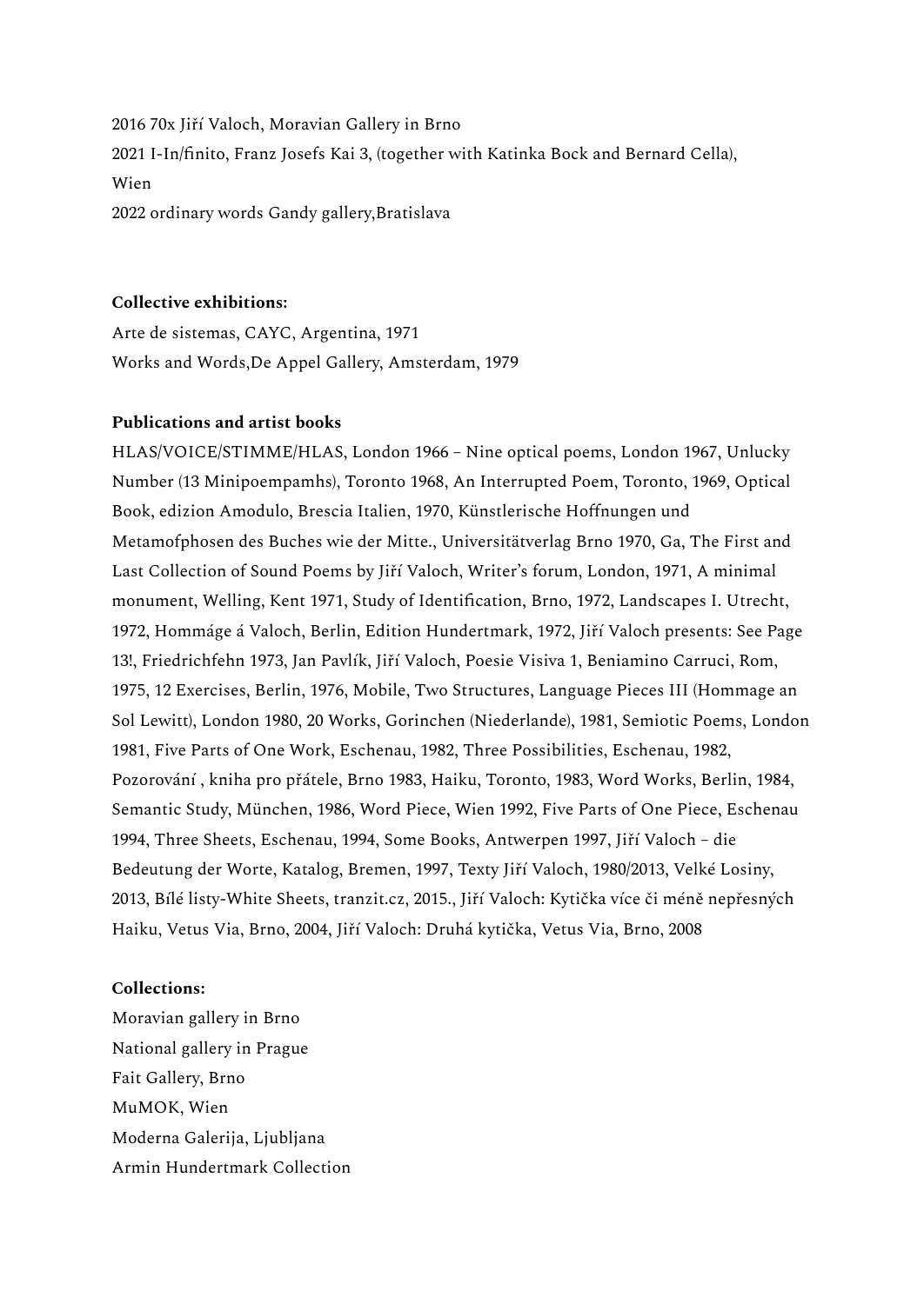2016 70x Jiří Valoch, Moravian Gallery in Brno
2021 I-In/finito, Franz Josefs Kai 3, (together with Katinka Bock and Bernard Cella), Wien
2022 ordinary words Gandy gallery,Bratislava

**Collective exhibitions:**

Arte de sistemas, CAYC, Argentina, 1971
Works and Words,De Appel Gallery, Amsterdam, 1979

**Publications and artist books**

HLAS/VOICE/STIMME/HLAS, London 1966 – Nine optical poems, London 1967, Unlucky Number (13 Minipoempamhs), Toronto 1968, An Interrupted Poem, Toronto, 1969, Optical Book, edizion Amodulo, Brescia Italien, 1970, Künstlerische Hoffnungen und Metamofphosen des Buches wie der Mitte., Universitätverlag Brno 1970, Ga, The First and Last Collection of Sound Poems by Jiří Valoch, Writer's forum, London, 1971, A minimal monument, Welling, Kent 1971, Study of Identification, Brno, 1972, Landscapes I. Utrecht, 1972, Hommáge á Valoch, Berlin, Edition Hundertmark, 1972, Jiří Valoch presents: See Page 13!, Friedrichfehn 1973, Jan Pavlík, Jiří Valoch, Poesie Visiva 1, Beniamino Carruci, Rom, 1975, 12 Exercises, Berlin, 1976, Mobile, Two Structures, Language Pieces III (Hommage an Sol Lewitt), London 1980, 20 Works, Gorinchen (Niederlande), 1981, Semiotic Poems, London 1981, Five Parts of One Work, Eschenau, 1982, Three Possibilities, Eschenau, 1982, Pozorování , kniha pro přátele, Brno 1983, Haiku, Toronto, 1983, Word Works, Berlin, 1984, Semantic Study, München, 1986, Word Piece, Wien 1992, Five Parts of One Piece, Eschenau 1994, Three Sheets, Eschenau, 1994, Some Books, Antwerpen 1997, Jiří Valoch – die Bedeutung der Worte, Katalog, Bremen, 1997, Texty Jiří Valoch, 1980/2013, Velké Losiny, 2013, Bílé listy-White Sheets, tranzit.cz, 2015., Jiří Valoch: Kytička více či méně nepřesných Haiku, Vetus Via, Brno, 2004, Jiří Valoch: Druhá kytička, Vetus Via, Brno, 2008

**Collections:**

Moravian gallery in Brno
National gallery in Prague
Fait Gallery, Brno
MuMOK, Wien
Moderna Galerija, Ljubljana
Armin Hundertmark Collection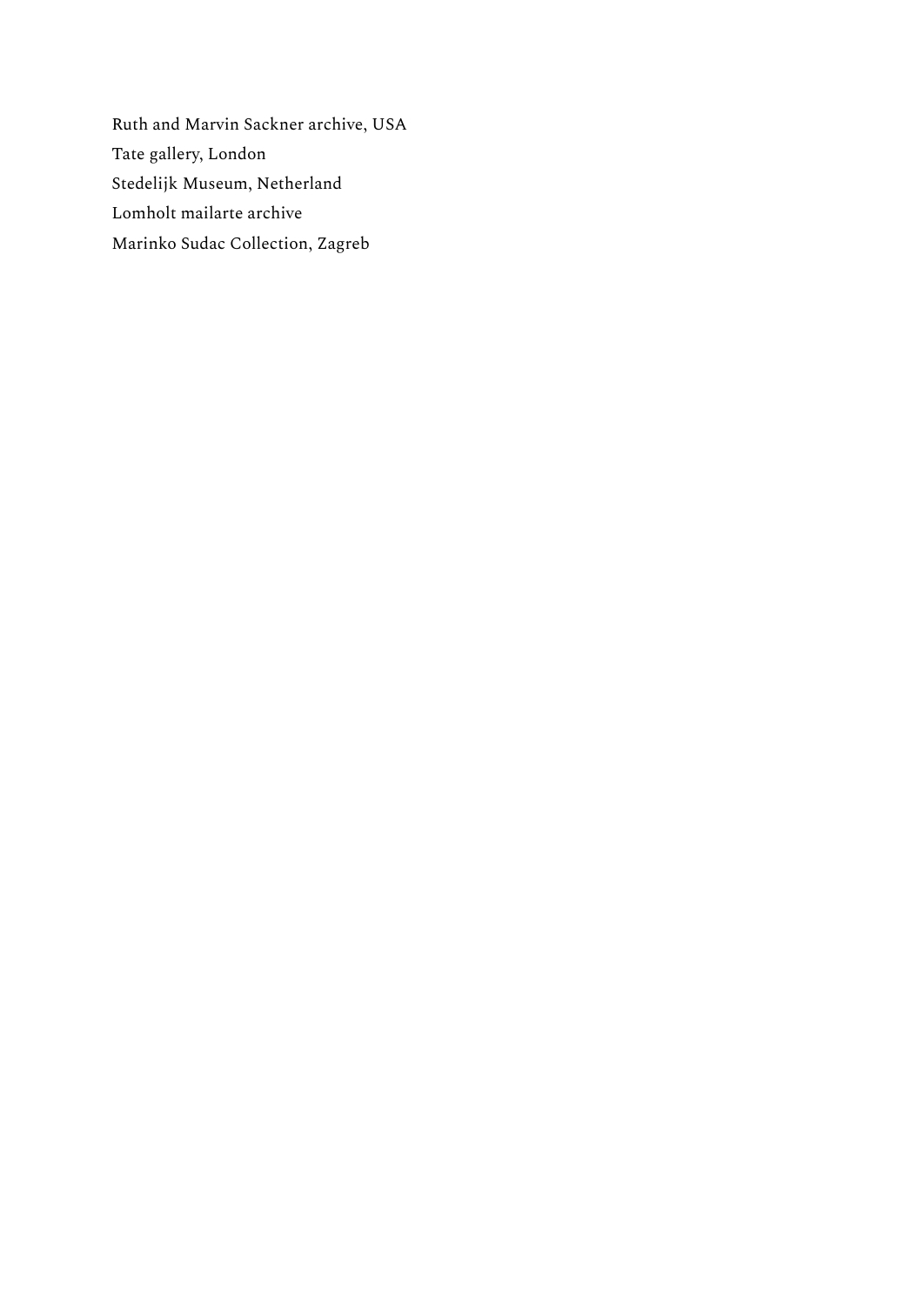Ruth and Marvin Sackner archive, USA

Tate gallery, London

Stedelijk Museum, Netherland

Lomholt mailarte archive

Marinko Sudac Collection, Zagreb